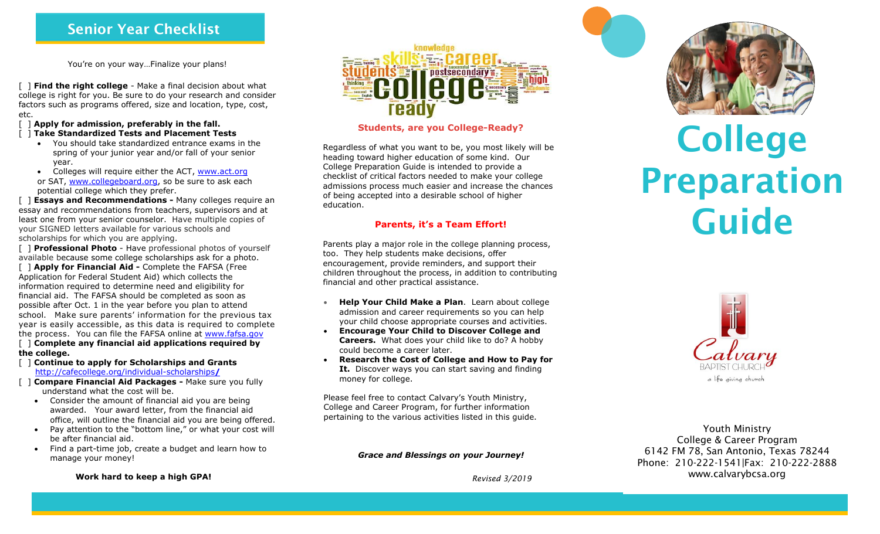## Senior Year Checklist

You're on your way…Finalize your plans!

[ ] **Find the right college** - Make a final decision about what college is right for you. Be sure to do your research and consider factors such as programs offered, size and location, type, cost, etc.

[ ] **Apply for admission, preferably in the fall.**

[ ] **Take Standardized Tests and Placement Tests**

- You should take standardized entrance exams in the spring of your junior year and/or fall of your senior year.
- Colleges will require either the ACT, www.act.org or SAT, www.collegeboard.org, so be sure to ask each potential college which they prefer.

[ ] **Essays and Recommendations -** Many colleges require an essay and recommendations from teachers, supervisors and at least one from your senior counselor. Have multiple copies of your SIGNED letters available for various schools and scholarships for which you are applying.

[ ] **Professional Photo** - Have professional photos of yourself available because some college scholarships ask for a photo.

[ ] **Apply for Financial Aid -** Complete the FAFSA (Free Application for Federal Student Aid) which collects the information required to determine need and eligibility for financial aid. The FAFSA should be completed as soon as possible after Oct. 1 in the year before you plan to attend school. Make sure parents' information for the previous tax year is easily accessible, as this data is required to complete the process. You can file the FAFSA online at www.fafsa.gov

[ ] **Complete any financial aid applications required by the college.**

[ ] **Continue to apply for Scholarships and Grants** http://cafecollege.org/individual-scholarships/

[ ] **Compare Financial Aid Packages -** Make sure you fully understand what the cost will be.

- Consider the amount of financial aid you are being awarded. Your award letter, from the financial aid office, will outline the financial aid you are being offered.
- Pay attention to the "bottom line," or what your cost will be after financial aid.
- Find a part-time job, create a budget and learn how to manage your money!

**Work hard to keep a high GPA!**

### Students, are you College-Ready?

Regardless of what you want to be, you most likely will be heading toward higher education of some kind. Our College Preparation Guide is intended to provide a checklist of critical factors needed to make your college admissions process much easier and increase the chances of being accepted into a desirable school of higher education.

### Parents, it's a Team Effort!

Parents play a major role in the college planning process, too. They help students make decisions, offer encouragement, provide reminders, and support their children throughout the process, in addition to contributing financial and other practical assistance.

- **Help Your Child Make a Plan**. Learn about college admission and career requirements so you can help your child choose appropriate courses and activities.
- **Encourage Your Child to Discover College and Careers.** What does your child like to do? A hobby could become a career later.
- **Research the Cost of College and How to Pay for It.** Discover ways you can start saving and finding money for college.

Please feel free to contact Calvary's Youth Ministry, College and Career Program, for further information pertaining to the various activities listed in this guide.

***Grace and Blessings on your Journey!***

*Revised 3/2019*

# College Preparation Guide

Calvary BAPTIST CHURCH
a life giving church

Youth Ministry
College & Career Program
6142 FM 78, San Antonio, Texas 78244
Phone: 210-222-1541|Fax: 210-222-2888
www.calvarybcsa.org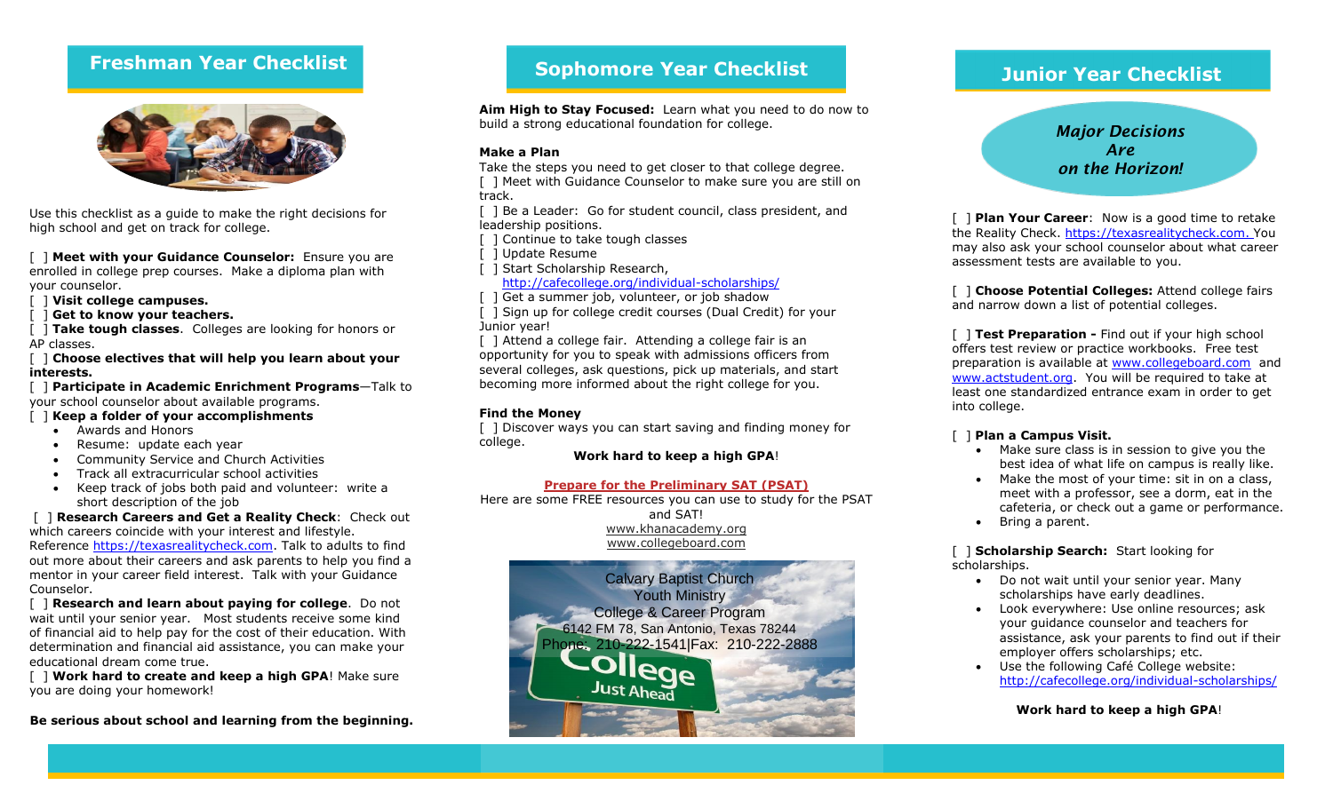## Freshman Year Checklist

Use this checklist as a guide to make the right decisions for high school and get on track for college.

[ ] **Meet with your Guidance Counselor:** Ensure you are enrolled in college prep courses. Make a diploma plan with your counselor.

[ ] **Visit college campuses.**

[ ] **Get to know your teachers.**

[ ] **Take tough classes**. Colleges are looking for honors or AP classes.

[ ] **Choose electives that will help you learn about your interests.**

[ ] **Participate in Academic Enrichment Programs**—Talk to your school counselor about available programs.

[ ] **Keep a folder of your accomplishments**

- Awards and Honors
- Resume: update each year
- Community Service and Church Activities
- Track all extracurricular school activities
- Keep track of jobs both paid and volunteer: write a short description of the job

[ ] **Research Careers and Get a Reality Check**: Check out which careers coincide with your interest and lifestyle. Reference https://texasrealitycheck.com. Talk to adults to find out more about their careers and ask parents to help you find a mentor in your career field interest. Talk with your Guidance Counselor.

[ ] **Research and learn about paying for college**. Do not wait until your senior year. Most students receive some kind of financial aid to help pay for the cost of their education. With determination and financial aid assistance, you can make your educational dream come true.

[ ] **Work hard to create and keep a high GPA**! Make sure you are doing your homework!

**Be serious about school and learning from the beginning.**

## Sophomore Year Checklist

**Aim High to Stay Focused:** Learn what you need to do now to build a strong educational foundation for college.

**Make a Plan**

Take the steps you need to get closer to that college degree.

[ ] Meet with Guidance Counselor to make sure you are still on track.

[ ] Be a Leader: Go for student council, class president, and leadership positions.

[ ] Continue to take tough classes

[ ] Update Resume

[ ] Start Scholarship Research, http://cafecollege.org/individual-scholarships/

[ ] Get a summer job, volunteer, or job shadow

[ ] Sign up for college credit courses (Dual Credit) for your Junior year!

[ ] Attend a college fair. Attending a college fair is an opportunity for you to speak with admissions officers from several colleges, ask questions, pick up materials, and start becoming more informed about the right college for you.

**Find the Money**

[ ] Discover ways you can start saving and finding money for college.

**Work hard to keep a high GPA**!

**Prepare for the Preliminary SAT (PSAT)**

Here are some FREE resources you can use to study for the PSAT and SAT!

www.khanacademy.org

www.collegeboard.com

Calvary Baptist Church
Youth Ministry
College & Career Program
6142 FM 78, San Antonio, Texas 78244
Phone: 210-222-1541|Fax: 210-222-2888

## Junior Year Checklist

***Major Decisions Are on the Horizon!***

[ ] **Plan Your Career**: Now is a good time to retake the Reality Check. https://texasrealitycheck.com. You may also ask your school counselor about what career assessment tests are available to you.

[ ] **Choose Potential Colleges:** Attend college fairs and narrow down a list of potential colleges.

[ ] **Test Preparation -** Find out if your high school offers test review or practice workbooks. Free test preparation is available at www.collegeboard.com and www.actstudent.org. You will be required to take at least one standardized entrance exam in order to get into college.

[ ] **Plan a Campus Visit.**

- Make sure class is in session to give you the best idea of what life on campus is really like.
- Make the most of your time: sit in on a class, meet with a professor, see a dorm, eat in the cafeteria, or check out a game or performance.
- Bring a parent.

[ ] **Scholarship Search:** Start looking for scholarships.

- Do not wait until your senior year. Many scholarships have early deadlines.
- Look everywhere: Use online resources; ask your guidance counselor and teachers for assistance, ask your parents to find out if their employer offers scholarships; etc.
- Use the following Café College website: http://cafecollege.org/individual-scholarships/

**Work hard to keep a high GPA**!